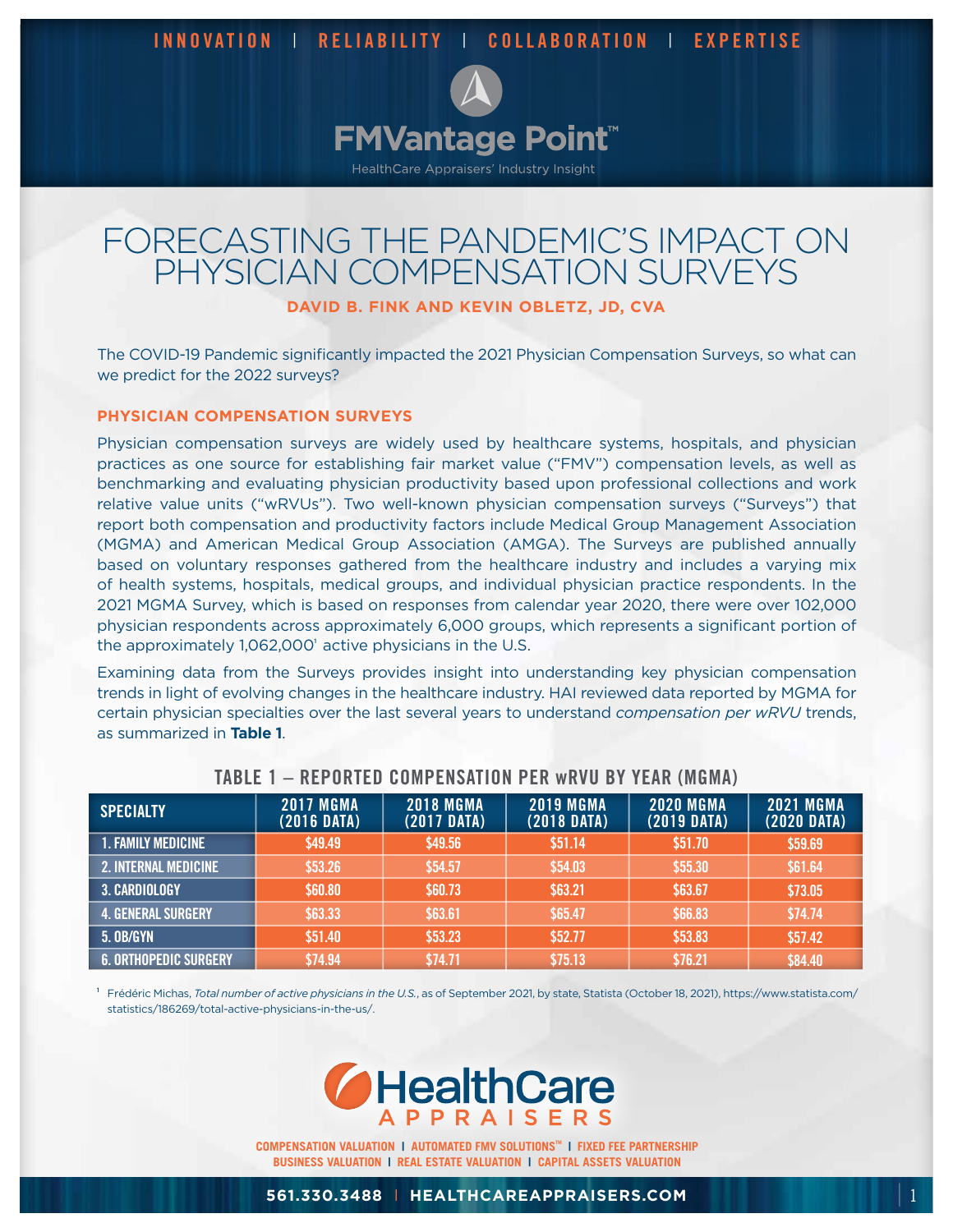# FORECASTING THE PANDEMIC'S IMPACT ON PHYSICIAN COMPENSATION SURVEYS

**DAVID B. FINK AND KEVIN OBLETZ, JD, CVA**

The COVID-19 Pandemic significantly impacted the 2021 Physician Compensation Surveys, so what can we predict for the 2022 surveys?

## PHYSICIAN COMPENSATION SURVEYS

Physician compensation surveys are widely used by healthcare systems, hospitals, and physician practices as one source for establishing fair market value ("FMV") compensation levels, as well as benchmarking and evaluating physician productivity based upon professional collections and work relative value units ("wRVUs"). Two well-known physician compensation surveys ("Surveys") that report both compensation and productivity factors include Medical Group Management Association (MGMA) and American Medical Group Association (AMGA). The Surveys are published annually based on voluntary responses gathered from the healthcare industry and includes a varying mix of health systems, hospitals, medical groups, and individual physician practice respondents. In the 2021 MGMA Survey, which is based on responses from calendar year 2020, there were over 102,000 physician respondents across approximately 6,000 groups, which represents a significant portion of the approximately 1,062,000[1] active physicians in the U.S.

Examining data from the Surveys provides insight into understanding key physician compensation trends in light of evolving changes in the healthcare industry. HAI reviewed data reported by MGMA for certain physician specialties over the last several years to understand *compensation per wRVU* trends, as summarized in **Table 1**.

**TABLE 1 – REPORTED COMPENSATION PER wRVU BY YEAR (MGMA)**

| SPECIALTY | 2017 MGMA (2016 DATA) | 2018 MGMA (2017 DATA) | 2019 MGMA (2018 DATA) | 2020 MGMA (2019 DATA) | 2021 MGMA (2020 DATA) |
|---|---|---|---|---|---|
| 1. FAMILY MEDICINE | $49.49 | $49.56 | $51.14 | $51.70 | $59.69 |
| 2. INTERNAL MEDICINE | $53.26 | $54.57 | $54.03 | $55.30 | $61.64 |
| 3. CARDIOLOGY | $60.80 | $60.73 | $63.21 | $63.67 | $73.05 |
| 4. GENERAL SURGERY | $63.33 | $63.61 | $65.47 | $66.83 | $74.74 |
| 5. OB/GYN | $51.40 | $53.23 | $52.77 | $53.83 | $57.42 |
| 6. ORTHOPEDIC SURGERY | $74.94 | $74.71 | $75.13 | $76.21 | $84.40 |

[1] Frédéric Michas, *Total number of active physicians in the U.S.*, as of September 2021, by state, Statista (October 18, 2021), https://www.statista.com/statistics/186269/total-active-physicians-in-the-us/.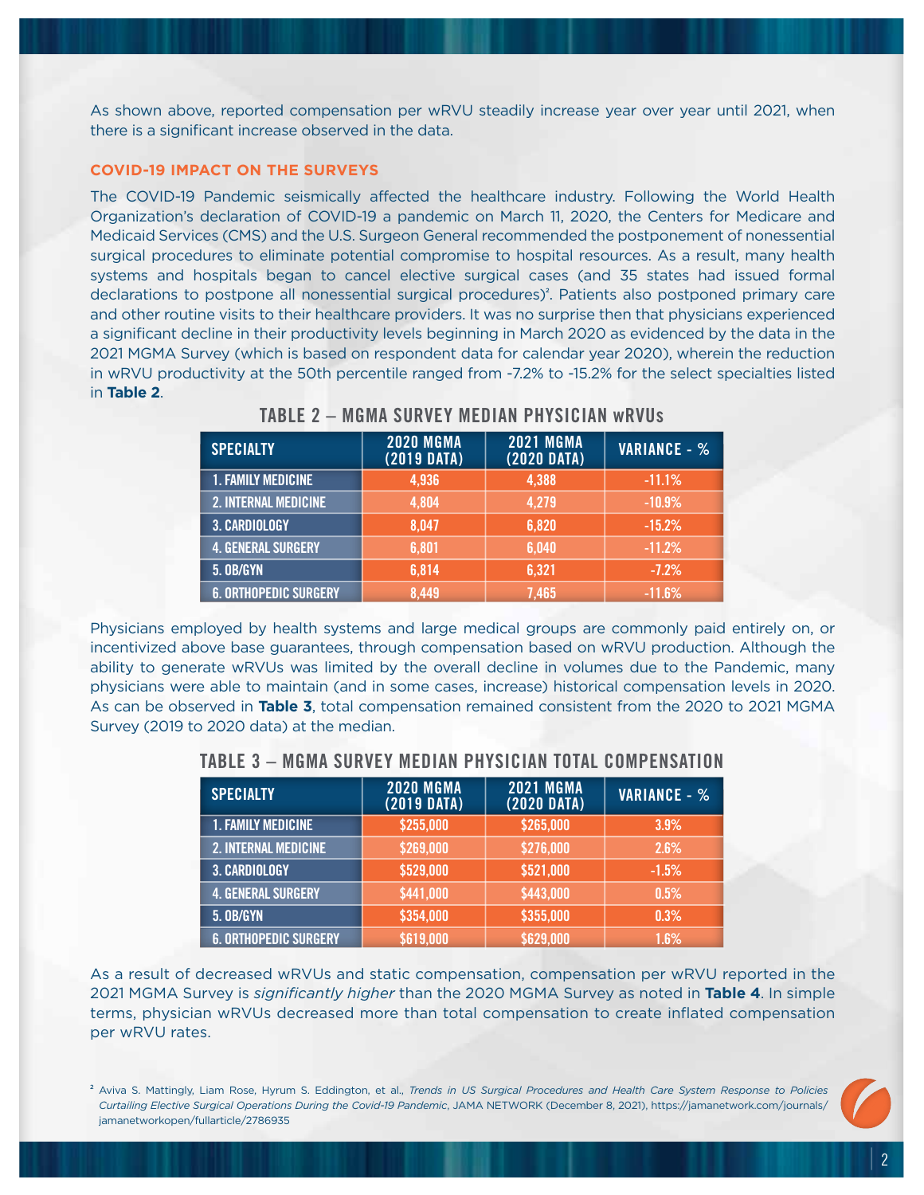As shown above, reported compensation per wRVU steadily increase year over year until 2021, when there is a significant increase observed in the data.

### COVID-19 IMPACT ON THE SURVEYS

The COVID-19 Pandemic seismically affected the healthcare industry. Following the World Health Organization's declaration of COVID-19 a pandemic on March 11, 2020, the Centers for Medicare and Medicaid Services (CMS) and the U.S. Surgeon General recommended the postponement of nonessential surgical procedures to eliminate potential compromise to hospital resources. As a result, many health systems and hospitals began to cancel elective surgical cases (and 35 states had issued formal declarations to postpone all nonessential surgical procedures)[2]. Patients also postponed primary care and other routine visits to their healthcare providers. It was no surprise then that physicians experienced a significant decline in their productivity levels beginning in March 2020 as evidenced by the data in the 2021 MGMA Survey (which is based on respondent data for calendar year 2020), wherein the reduction in wRVU productivity at the 50th percentile ranged from -7.2% to -15.2% for the select specialties listed in **Table 2**.

**TABLE 2 – MGMA SURVEY MEDIAN PHYSICIAN wRVUs**

| SPECIALTY | 2020 MGMA (2019 DATA) | 2021 MGMA (2020 DATA) | VARIANCE - % |
|---|---|---|---|
| 1. FAMILY MEDICINE | 4,936 | 4,388 | -11.1% |
| 2. INTERNAL MEDICINE | 4,804 | 4,279 | -10.9% |
| 3. CARDIOLOGY | 8,047 | 6,820 | -15.2% |
| 4. GENERAL SURGERY | 6,801 | 6,040 | -11.2% |
| 5. OB/GYN | 6,814 | 6,321 | -7.2% |
| 6. ORTHOPEDIC SURGERY | 8,449 | 7,465 | -11.6% |

Physicians employed by health systems and large medical groups are commonly paid entirely on, or incentivized above base guarantees, through compensation based on wRVU production. Although the ability to generate wRVUs was limited by the overall decline in volumes due to the Pandemic, many physicians were able to maintain (and in some cases, increase) historical compensation levels in 2020. As can be observed in **Table 3**, total compensation remained consistent from the 2020 to 2021 MGMA Survey (2019 to 2020 data) at the median.

**TABLE 3 – MGMA SURVEY MEDIAN PHYSICIAN TOTAL COMPENSATION**

| SPECIALTY | 2020 MGMA (2019 DATA) | 2021 MGMA (2020 DATA) | VARIANCE - % |
|---|---|---|---|
| 1. FAMILY MEDICINE | $255,000 | $265,000 | 3.9% |
| 2. INTERNAL MEDICINE | $269,000 | $276,000 | 2.6% |
| 3. CARDIOLOGY | $529,000 | $521,000 | -1.5% |
| 4. GENERAL SURGERY | $441,000 | $443,000 | 0.5% |
| 5. OB/GYN | $354,000 | $355,000 | 0.3% |
| 6. ORTHOPEDIC SURGERY | $619,000 | $629,000 | 1.6% |

As a result of decreased wRVUs and static compensation, compensation per wRVU reported in the 2021 MGMA Survey is *significantly higher* than the 2020 MGMA Survey as noted in **Table 4**. In simple terms, physician wRVUs decreased more than total compensation to create inflated compensation per wRVU rates.

[2] Aviva S. Mattingly, Liam Rose, Hyrum S. Eddington, et al., *Trends in US Surgical Procedures and Health Care System Response to Policies Curtailing Elective Surgical Operations During the Covid-19 Pandemic*, JAMA NETWORK (December 8, 2021), https://jamanetwork.com/journals/jamanetworkopen/fullarticle/2786935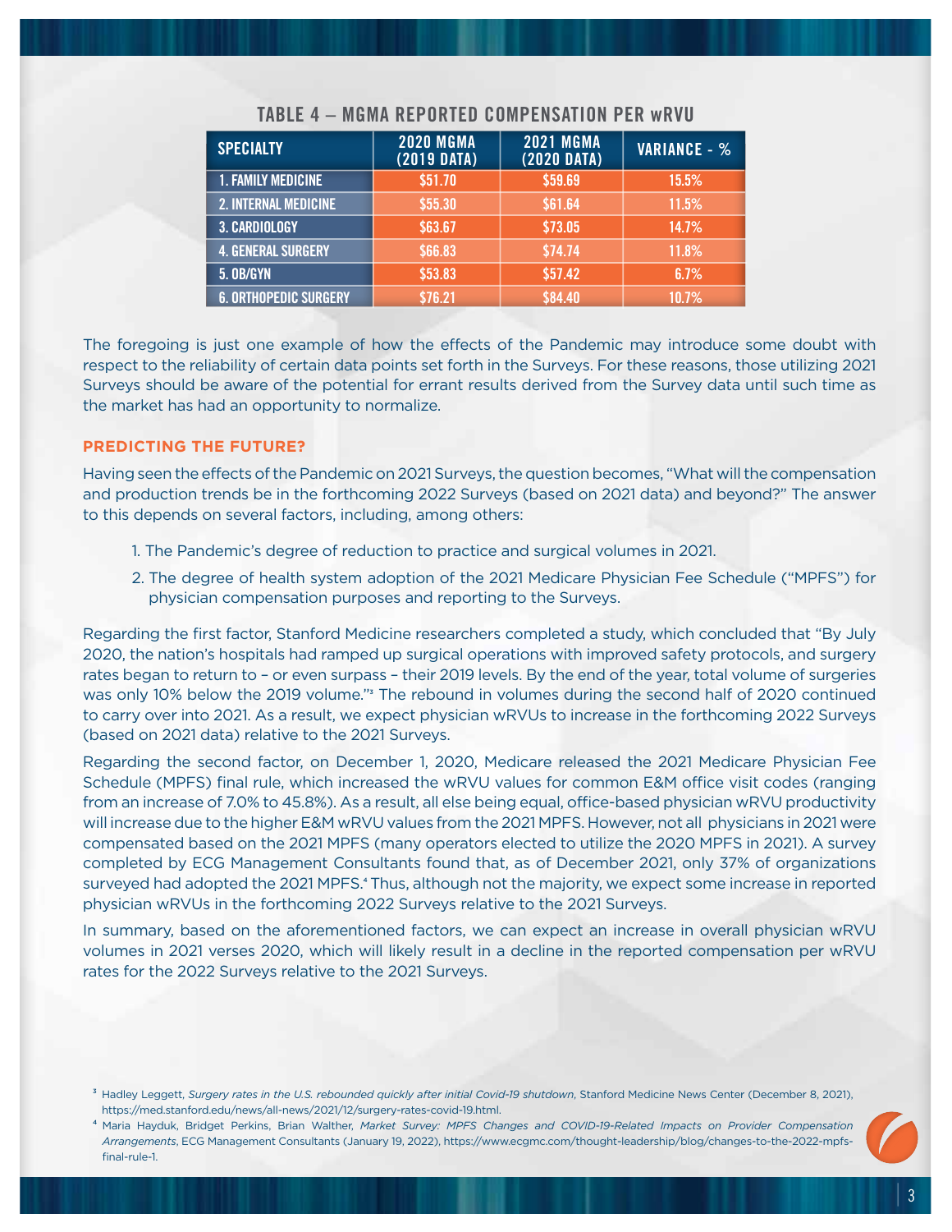## TABLE 4 – MGMA REPORTED COMPENSATION PER wRVU

| SPECIALTY | 2020 MGMA (2019 DATA) | 2021 MGMA (2020 DATA) | VARIANCE - % |
|---|---|---|---|
| 1. FAMILY MEDICINE | $51.70 | $59.69 | 15.5% |
| 2. INTERNAL MEDICINE | $55.30 | $61.64 | 11.5% |
| 3. CARDIOLOGY | $63.67 | $73.05 | 14.7% |
| 4. GENERAL SURGERY | $66.83 | $74.74 | 11.8% |
| 5. OB/GYN | $53.83 | $57.42 | 6.7% |
| 6. ORTHOPEDIC SURGERY | $76.21 | $84.40 | 10.7% |

The foregoing is just one example of how the effects of the Pandemic may introduce some doubt with respect to the reliability of certain data points set forth in the Surveys. For these reasons, those utilizing 2021 Surveys should be aware of the potential for errant results derived from the Survey data until such time as the market has had an opportunity to normalize.

### PREDICTING THE FUTURE?

Having seen the effects of the Pandemic on 2021 Surveys, the question becomes, "What will the compensation and production trends be in the forthcoming 2022 Surveys (based on 2021 data) and beyond?" The answer to this depends on several factors, including, among others:

1. The Pandemic's degree of reduction to practice and surgical volumes in 2021.
2. The degree of health system adoption of the 2021 Medicare Physician Fee Schedule ("MPFS") for physician compensation purposes and reporting to the Surveys.

Regarding the first factor, Stanford Medicine researchers completed a study, which concluded that "By July 2020, the nation's hospitals had ramped up surgical operations with improved safety protocols, and surgery rates began to return to – or even surpass – their 2019 levels. By the end of the year, total volume of surgeries was only 10% below the 2019 volume."[3] The rebound in volumes during the second half of 2020 continued to carry over into 2021. As a result, we expect physician wRVUs to increase in the forthcoming 2022 Surveys (based on 2021 data) relative to the 2021 Surveys.

Regarding the second factor, on December 1, 2020, Medicare released the 2021 Medicare Physician Fee Schedule (MPFS) final rule, which increased the wRVU values for common E&M office visit codes (ranging from an increase of 7.0% to 45.8%). As a result, all else being equal, office-based physician wRVU productivity will increase due to the higher E&M wRVU values from the 2021 MPFS. However, not all physicians in 2021 were compensated based on the 2021 MPFS (many operators elected to utilize the 2020 MPFS in 2021). A survey completed by ECG Management Consultants found that, as of December 2021, only 37% of organizations surveyed had adopted the 2021 MPFS.[4] Thus, although not the majority, we expect some increase in reported physician wRVUs in the forthcoming 2022 Surveys relative to the 2021 Surveys.

In summary, based on the aforementioned factors, we can expect an increase in overall physician wRVU volumes in 2021 verses 2020, which will likely result in a decline in the reported compensation per wRVU rates for the 2022 Surveys relative to the 2021 Surveys.

[3] Hadley Leggett, *Surgery rates in the U.S. rebounded quickly after initial Covid-19 shutdown*, Stanford Medicine News Center (December 8, 2021), https://med.stanford.edu/news/all-news/2021/12/surgery-rates-covid-19.html.

[4] Maria Hayduk, Bridget Perkins, Brian Walther, *Market Survey: MPFS Changes and COVID-19-Related Impacts on Provider Compensation Arrangements*, ECG Management Consultants (January 19, 2022), https://www.ecgmc.com/thought-leadership/blog/changes-to-the-2022-mpfs-final-rule-1.